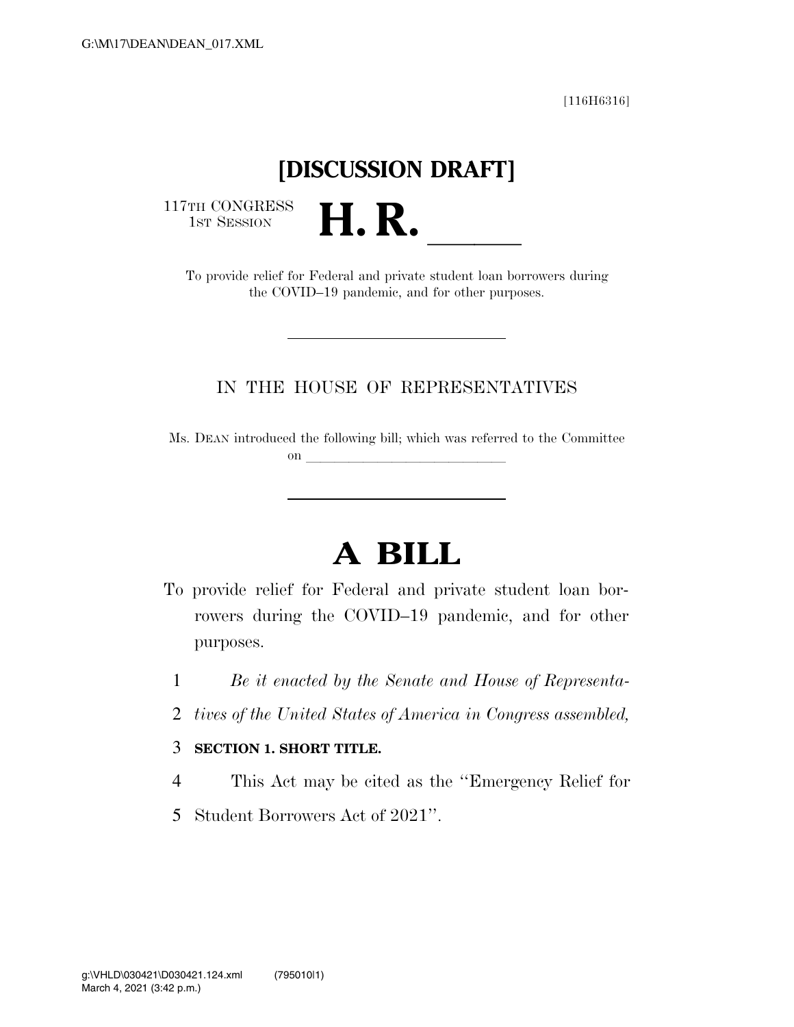[116H6316]

# [DISCUSSION DRAFT]

117TH CONGRESS
1ST SESSION

# H. R. ______

To provide relief for Federal and private student loan borrowers during the COVID–19 pandemic, and for other purposes.

---

IN THE HOUSE OF REPRESENTATIVES

Ms. DEAN introduced the following bill; which was referred to the Committee on ______________________________

---

# A BILL

To provide relief for Federal and private student loan borrowers during the COVID–19 pandemic, and for other purposes.

1 *Be it enacted by the Senate and House of Representa-*
2 *tives of the United States of America in Congress assembled,*

3 **SECTION 1. SHORT TITLE.**

4 This Act may be cited as the ''Emergency Relief for
5 Student Borrowers Act of 2021''.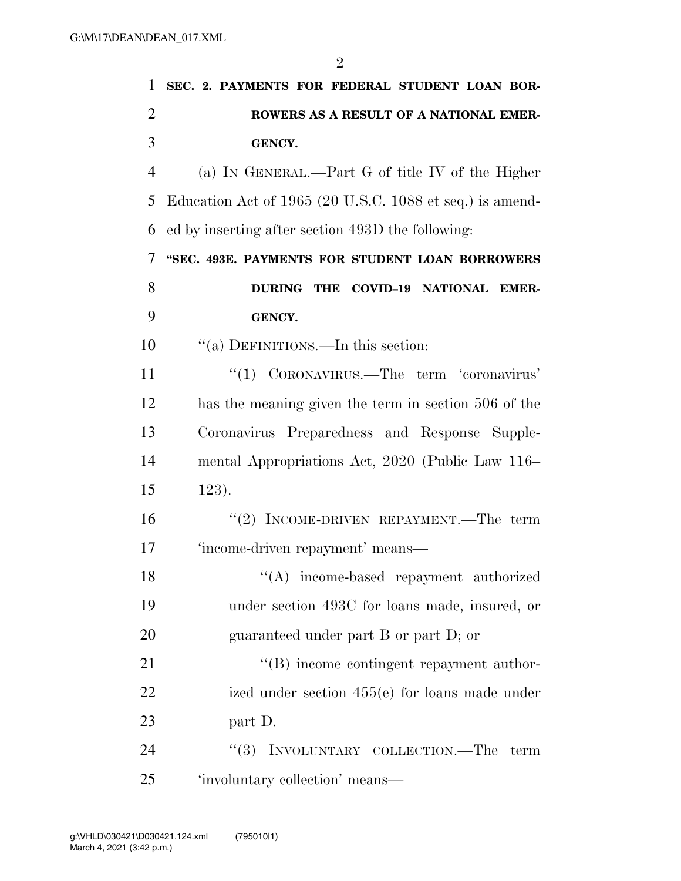**SEC. 2. PAYMENTS FOR FEDERAL STUDENT LOAN BORROWERS AS A RESULT OF A NATIONAL EMERGENCY.**

(a) IN GENERAL.—Part G of title IV of the Higher Education Act of 1965 (20 U.S.C. 1088 et seq.) is amended by inserting after section 493D the following:

**"SEC. 493E. PAYMENTS FOR STUDENT LOAN BORROWERS DURING THE COVID–19 NATIONAL EMERGENCY.**

"(a) DEFINITIONS.—In this section:

"(1) CORONAVIRUS.—The term 'coronavirus' has the meaning given the term in section 506 of the Coronavirus Preparedness and Response Supplemental Appropriations Act, 2020 (Public Law 116–123).

"(2) INCOME-DRIVEN REPAYMENT.—The term 'income-driven repayment' means—

"(A) income-based repayment authorized under section 493C for loans made, insured, or guaranteed under part B or part D; or

"(B) income contingent repayment authorized under section 455(e) for loans made under part D.

"(3) INVOLUNTARY COLLECTION.—The term 'involuntary collection' means—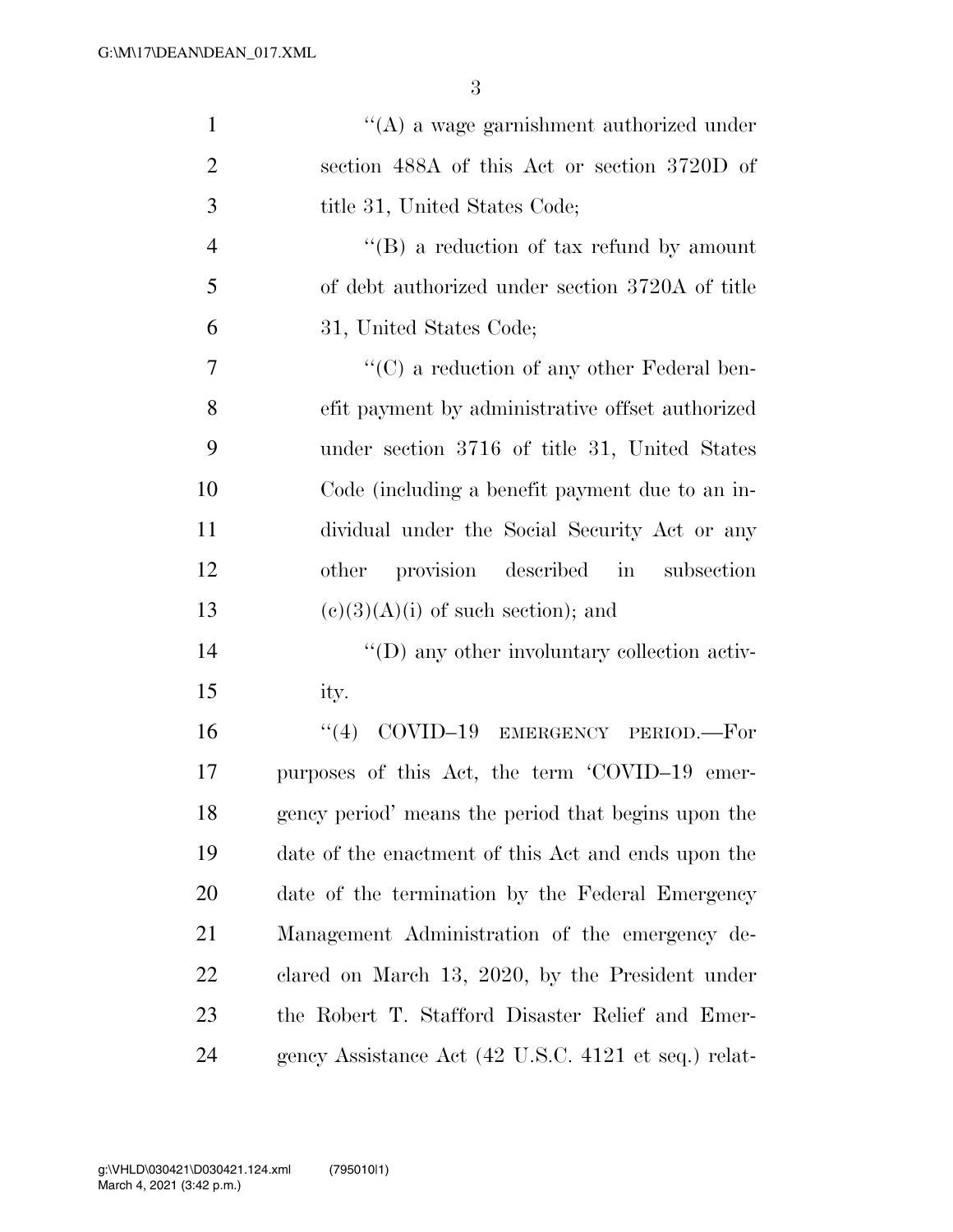"(A) a wage garnishment authorized under section 488A of this Act or section 3720D of title 31, United States Code;

"(B) a reduction of tax refund by amount of debt authorized under section 3720A of title 31, United States Code;

"(C) a reduction of any other Federal benefit payment by administrative offset authorized under section 3716 of title 31, United States Code (including a benefit payment due to an individual under the Social Security Act or any other provision described in subsection (c)(3)(A)(i) of such section); and

"(D) any other involuntary collection activity.

"(4) COVID–19 EMERGENCY PERIOD.—For purposes of this Act, the term 'COVID–19 emergency period' means the period that begins upon the date of the enactment of this Act and ends upon the date of the termination by the Federal Emergency Management Administration of the emergency declared on March 13, 2020, by the President under the Robert T. Stafford Disaster Relief and Emergency Assistance Act (42 U.S.C. 4121 et seq.) relat-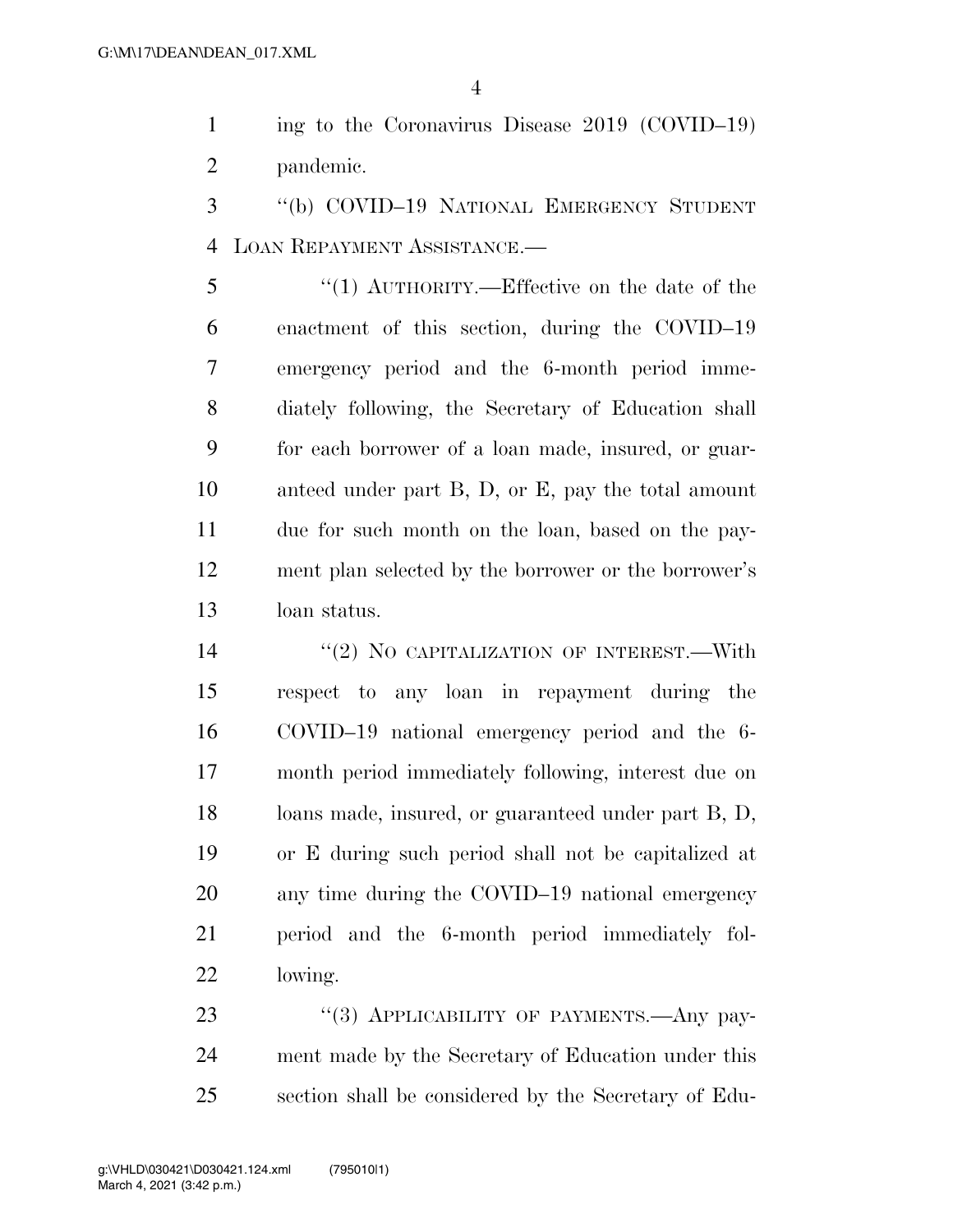ing to the Coronavirus Disease 2019 (COVID–19) pandemic.

"(b) COVID–19 NATIONAL EMERGENCY STUDENT LOAN REPAYMENT ASSISTANCE.—

"(1) AUTHORITY.—Effective on the date of the enactment of this section, during the COVID–19 emergency period and the 6-month period immediately following, the Secretary of Education shall for each borrower of a loan made, insured, or guaranteed under part B, D, or E, pay the total amount due for such month on the loan, based on the payment plan selected by the borrower or the borrower's loan status.

"(2) NO CAPITALIZATION OF INTEREST.—With respect to any loan in repayment during the COVID–19 national emergency period and the 6-month period immediately following, interest due on loans made, insured, or guaranteed under part B, D, or E during such period shall not be capitalized at any time during the COVID–19 national emergency period and the 6-month period immediately following.

"(3) APPLICABILITY OF PAYMENTS.—Any payment made by the Secretary of Education under this section shall be considered by the Secretary of Edu-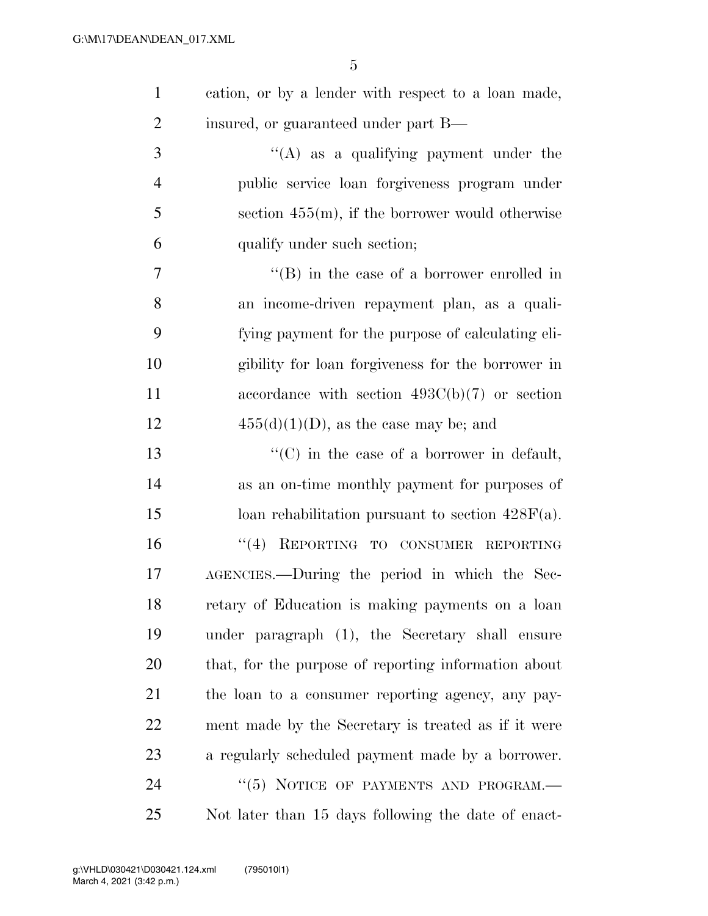cation, or by a lender with respect to a loan made, insured, or guaranteed under part B—

''(A) as a qualifying payment under the public service loan forgiveness program under section 455(m), if the borrower would otherwise qualify under such section;

''(B) in the case of a borrower enrolled in an income-driven repayment plan, as a qualifying payment for the purpose of calculating eligibility for loan forgiveness for the borrower in accordance with section 493C(b)(7) or section 455(d)(1)(D), as the case may be; and

''(C) in the case of a borrower in default, as an on-time monthly payment for purposes of loan rehabilitation pursuant to section 428F(a).

''(4) REPORTING TO CONSUMER REPORTING AGENCIES.—During the period in which the Secretary of Education is making payments on a loan under paragraph (1), the Secretary shall ensure that, for the purpose of reporting information about the loan to a consumer reporting agency, any payment made by the Secretary is treated as if it were a regularly scheduled payment made by a borrower.

''(5) NOTICE OF PAYMENTS AND PROGRAM.—Not later than 15 days following the date of enact-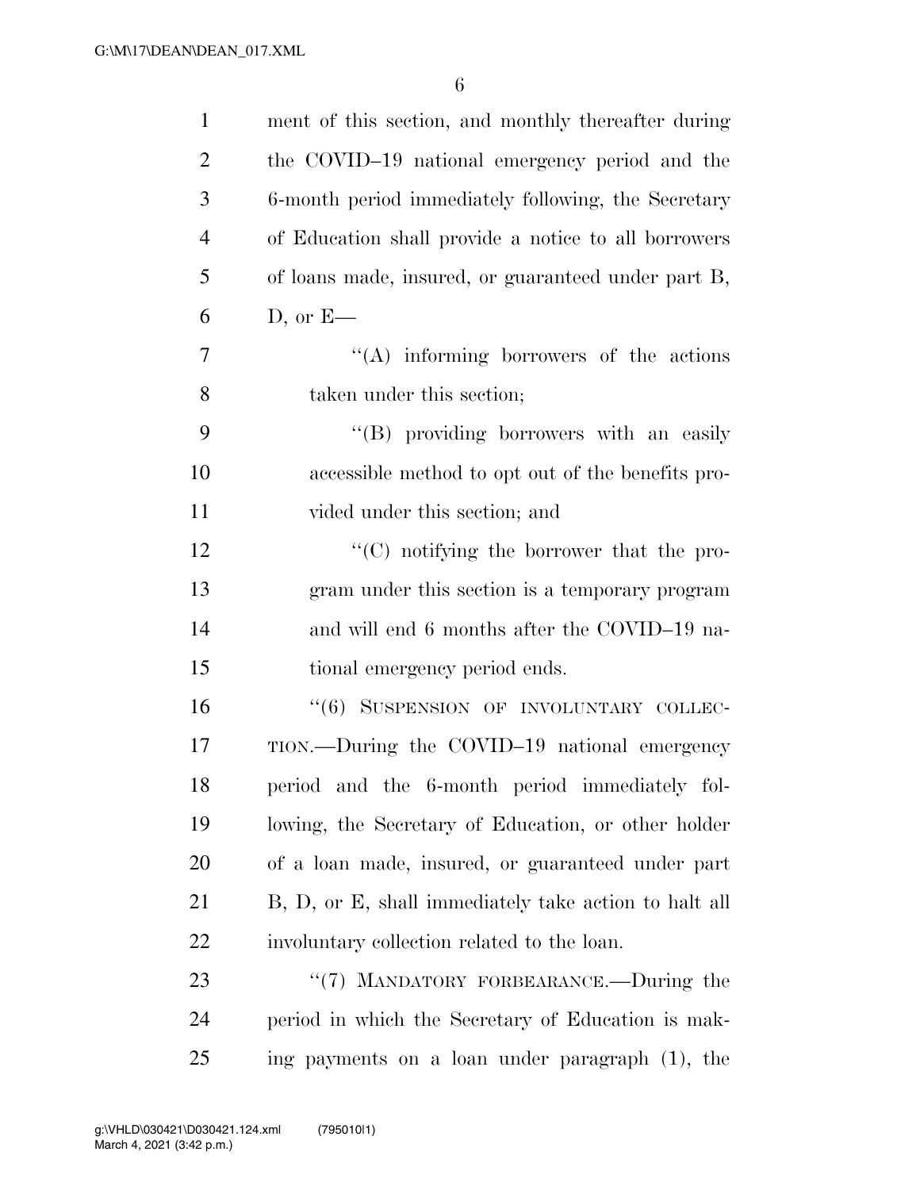ment of this section, and monthly thereafter during the COVID–19 national emergency period and the 6-month period immediately following, the Secretary of Education shall provide a notice to all borrowers of loans made, insured, or guaranteed under part B, D, or E—

"(A) informing borrowers of the actions taken under this section;

"(B) providing borrowers with an easily accessible method to opt out of the benefits provided under this section; and

"(C) notifying the borrower that the program under this section is a temporary program and will end 6 months after the COVID–19 national emergency period ends.

"(6) SUSPENSION OF INVOLUNTARY COLLECTION.—During the COVID–19 national emergency period and the 6-month period immediately following, the Secretary of Education, or other holder of a loan made, insured, or guaranteed under part B, D, or E, shall immediately take action to halt all involuntary collection related to the loan.

"(7) MANDATORY FORBEARANCE.—During the period in which the Secretary of Education is making payments on a loan under paragraph (1), the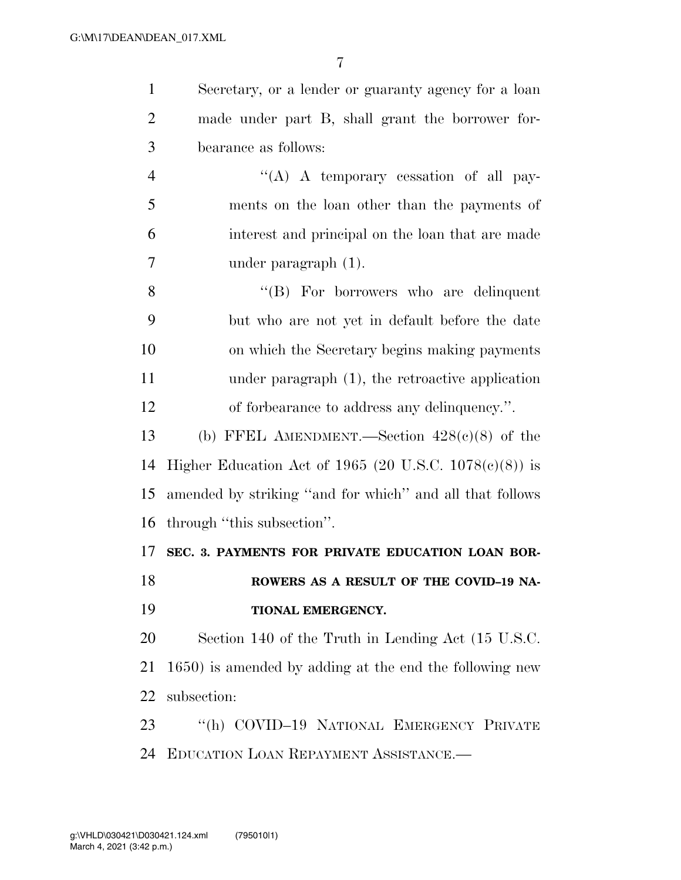Secretary, or a lender or guaranty agency for a loan made under part B, shall grant the borrower forbearance as follows:

"(A) A temporary cessation of all payments on the loan other than the payments of interest and principal on the loan that are made under paragraph (1).

"(B) For borrowers who are delinquent but who are not yet in default before the date on which the Secretary begins making payments under paragraph (1), the retroactive application of forbearance to address any delinquency.".

(b) FFEL AMENDMENT.—Section 428(c)(8) of the Higher Education Act of 1965 (20 U.S.C. 1078(c)(8)) is amended by striking "and for which" and all that follows through "this subsection".

**SEC. 3. PAYMENTS FOR PRIVATE EDUCATION LOAN BORROWERS AS A RESULT OF THE COVID–19 NATIONAL EMERGENCY.**

Section 140 of the Truth in Lending Act (15 U.S.C. 1650) is amended by adding at the end the following new subsection:

"(h) COVID–19 NATIONAL EMERGENCY PRIVATE EDUCATION LOAN REPAYMENT ASSISTANCE.—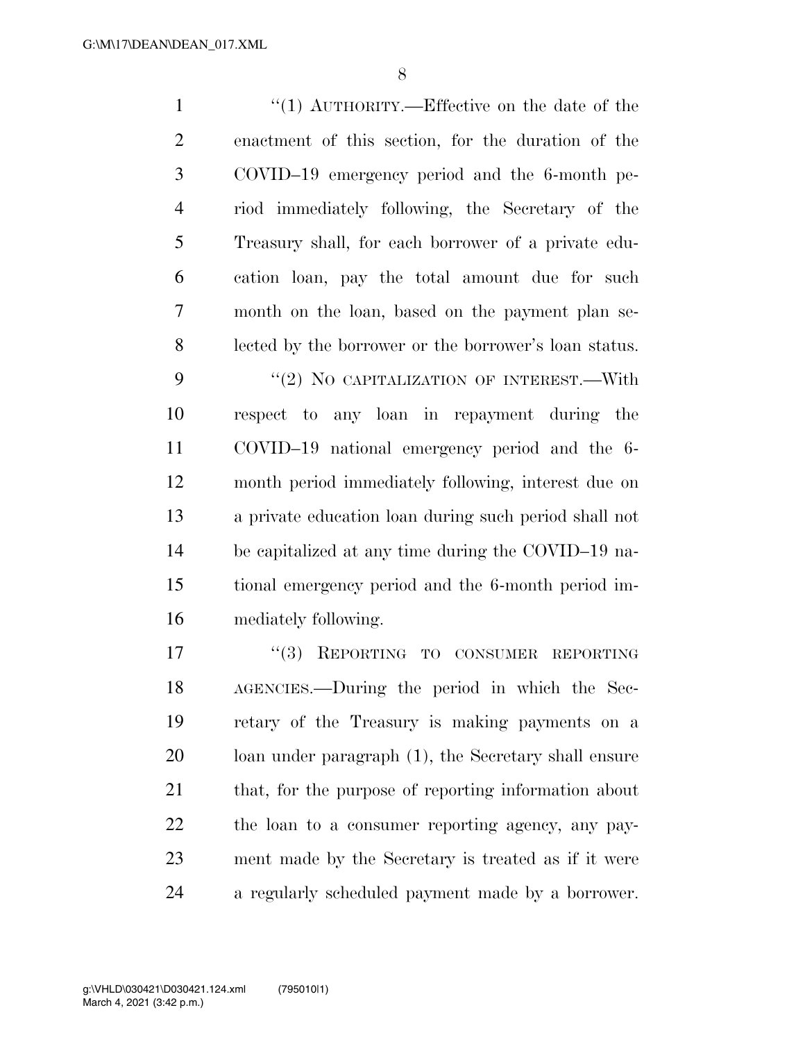"(1) AUTHORITY.—Effective on the date of the enactment of this section, for the duration of the COVID–19 emergency period and the 6-month period immediately following, the Secretary of the Treasury shall, for each borrower of a private education loan, pay the total amount due for such month on the loan, based on the payment plan selected by the borrower or the borrower's loan status.

"(2) NO CAPITALIZATION OF INTEREST.—With respect to any loan in repayment during the COVID–19 national emergency period and the 6-month period immediately following, interest due on a private education loan during such period shall not be capitalized at any time during the COVID–19 national emergency period and the 6-month period immediately following.

"(3) REPORTING TO CONSUMER REPORTING AGENCIES.—During the period in which the Secretary of the Treasury is making payments on a loan under paragraph (1), the Secretary shall ensure that, for the purpose of reporting information about the loan to a consumer reporting agency, any payment made by the Secretary is treated as if it were a regularly scheduled payment made by a borrower.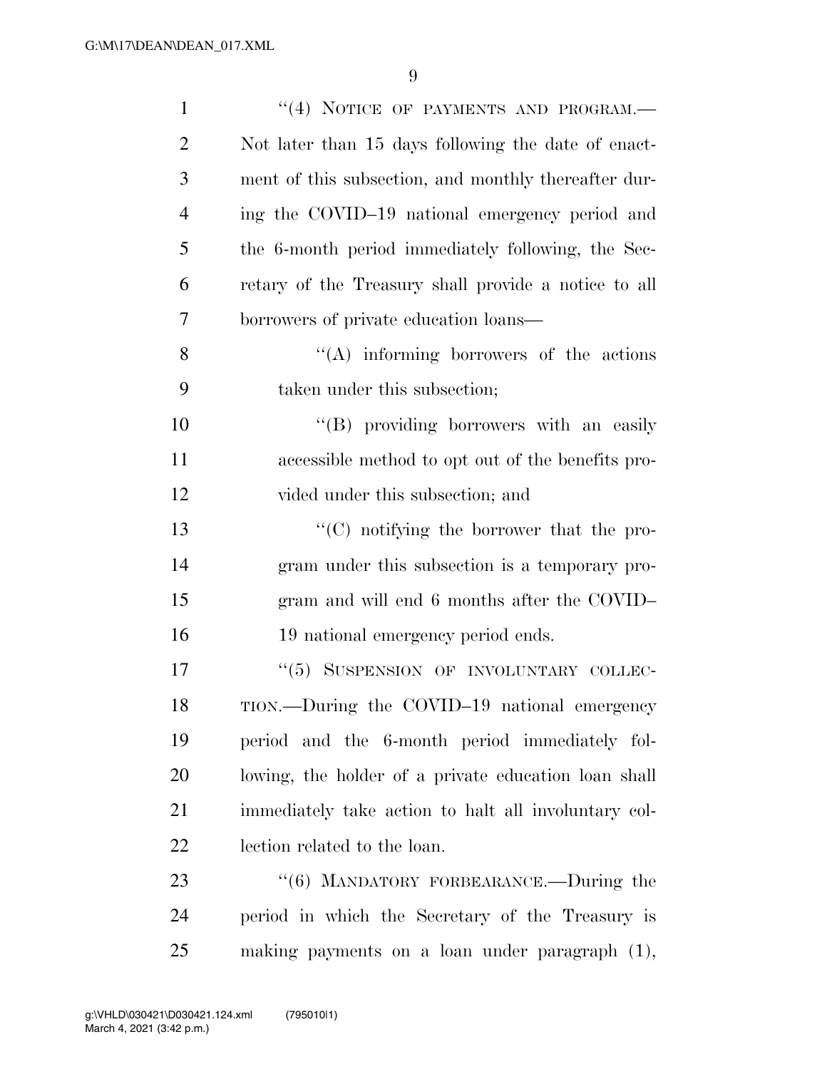"(4) NOTICE OF PAYMENTS AND PROGRAM.—Not later than 15 days following the date of enactment of this subsection, and monthly thereafter during the COVID–19 national emergency period and the 6-month period immediately following, the Secretary of the Treasury shall provide a notice to all borrowers of private education loans—

"(A) informing borrowers of the actions taken under this subsection;

"(B) providing borrowers with an easily accessible method to opt out of the benefits provided under this subsection; and

"(C) notifying the borrower that the program under this subsection is a temporary program and will end 6 months after the COVID–19 national emergency period ends.

"(5) SUSPENSION OF INVOLUNTARY COLLECTION.—During the COVID–19 national emergency period and the 6-month period immediately following, the holder of a private education loan shall immediately take action to halt all involuntary collection related to the loan.

"(6) MANDATORY FORBEARANCE.—During the period in which the Secretary of the Treasury is making payments on a loan under paragraph (1),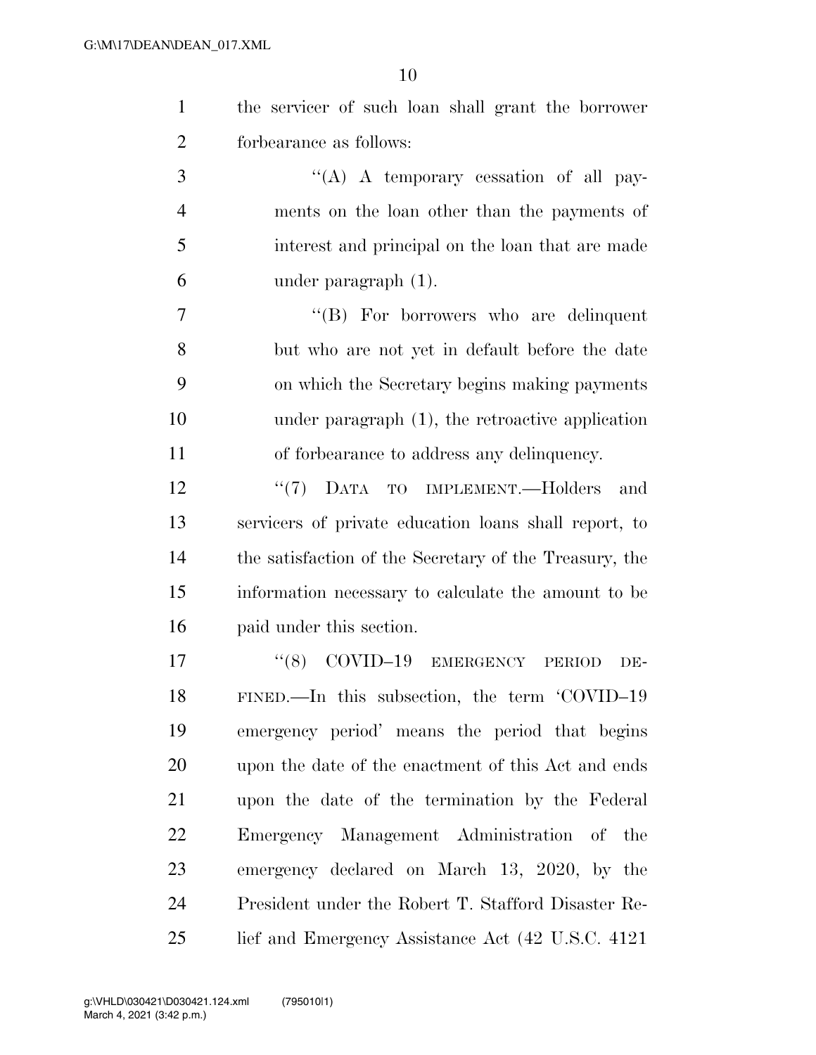the servicer of such loan shall grant the borrower forbearance as follows:

"(A) A temporary cessation of all payments on the loan other than the payments of interest and principal on the loan that are made under paragraph (1).

"(B) For borrowers who are delinquent but who are not yet in default before the date on which the Secretary begins making payments under paragraph (1), the retroactive application of forbearance to address any delinquency.

"(7) DATA TO IMPLEMENT.—Holders and servicers of private education loans shall report, to the satisfaction of the Secretary of the Treasury, the information necessary to calculate the amount to be paid under this section.

"(8) COVID–19 EMERGENCY PERIOD DEFINED.—In this subsection, the term 'COVID–19 emergency period' means the period that begins upon the date of the enactment of this Act and ends upon the date of the termination by the Federal Emergency Management Administration of the emergency declared on March 13, 2020, by the President under the Robert T. Stafford Disaster Relief and Emergency Assistance Act (42 U.S.C. 4121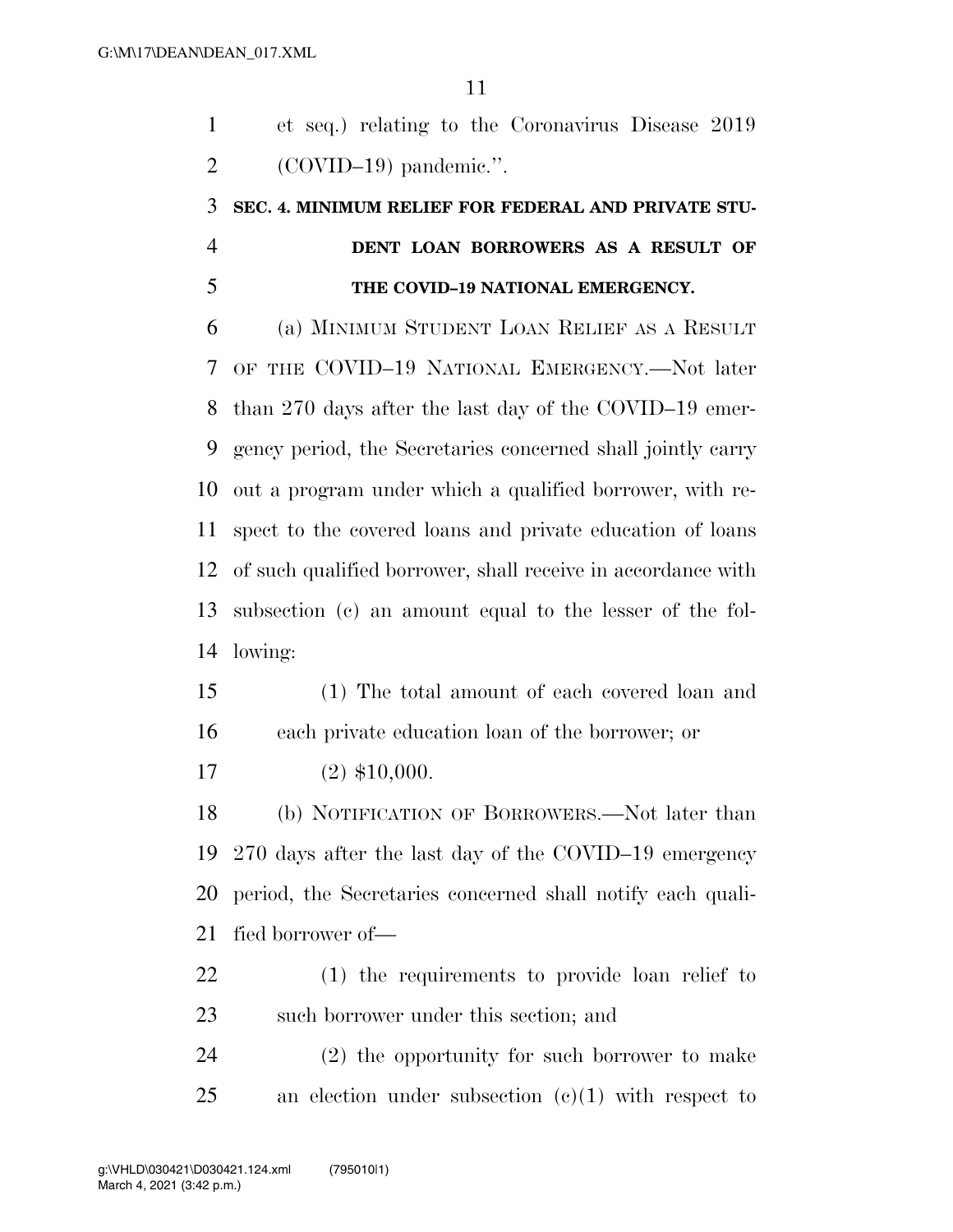et seq.) relating to the Coronavirus Disease 2019 (COVID–19) pandemic.''.

### SEC. 4. MINIMUM RELIEF FOR FEDERAL AND PRIVATE STUDENT LOAN BORROWERS AS A RESULT OF THE COVID–19 NATIONAL EMERGENCY.

(a) MINIMUM STUDENT LOAN RELIEF AS A RESULT OF THE COVID–19 NATIONAL EMERGENCY.—Not later than 270 days after the last day of the COVID–19 emergency period, the Secretaries concerned shall jointly carry out a program under which a qualified borrower, with respect to the covered loans and private education of loans of such qualified borrower, shall receive in accordance with subsection (c) an amount equal to the lesser of the following:

(1) The total amount of each covered loan and each private education loan of the borrower; or

(2) $10,000.

(b) NOTIFICATION OF BORROWERS.—Not later than 270 days after the last day of the COVID–19 emergency period, the Secretaries concerned shall notify each qualified borrower of—

(1) the requirements to provide loan relief to such borrower under this section; and

(2) the opportunity for such borrower to make an election under subsection (c)(1) with respect to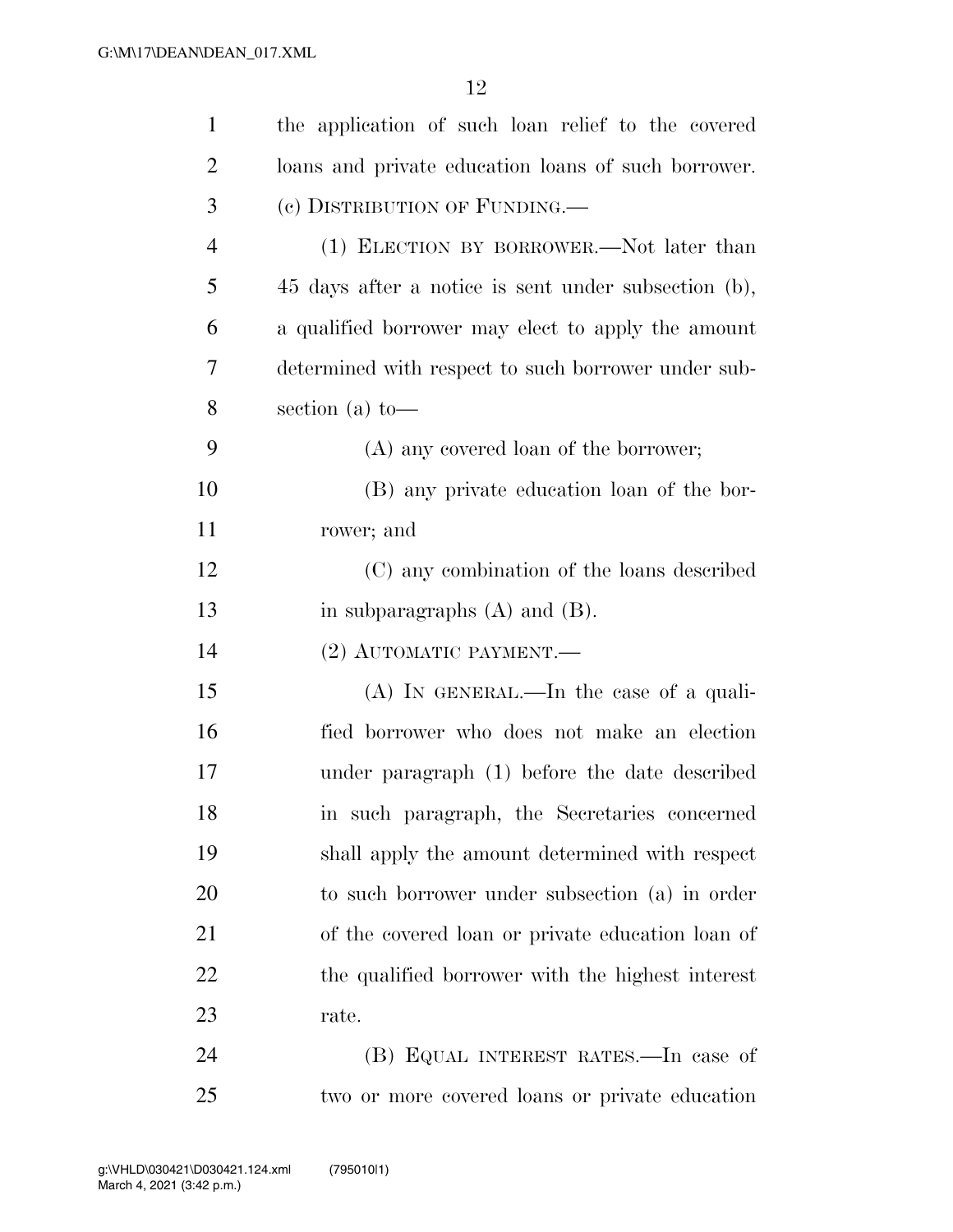the application of such loan relief to the covered loans and private education loans of such borrower.

(c) DISTRIBUTION OF FUNDING.—

(1) ELECTION BY BORROWER.—Not later than 45 days after a notice is sent under subsection (b), a qualified borrower may elect to apply the amount determined with respect to such borrower under subsection (a) to—

(A) any covered loan of the borrower;

(B) any private education loan of the borrower; and

(C) any combination of the loans described in subparagraphs (A) and (B).

(2) AUTOMATIC PAYMENT.—

(A) IN GENERAL.—In the case of a qualified borrower who does not make an election under paragraph (1) before the date described in such paragraph, the Secretaries concerned shall apply the amount determined with respect to such borrower under subsection (a) in order of the covered loan or private education loan of the qualified borrower with the highest interest rate.

(B) EQUAL INTEREST RATES.—In case of two or more covered loans or private education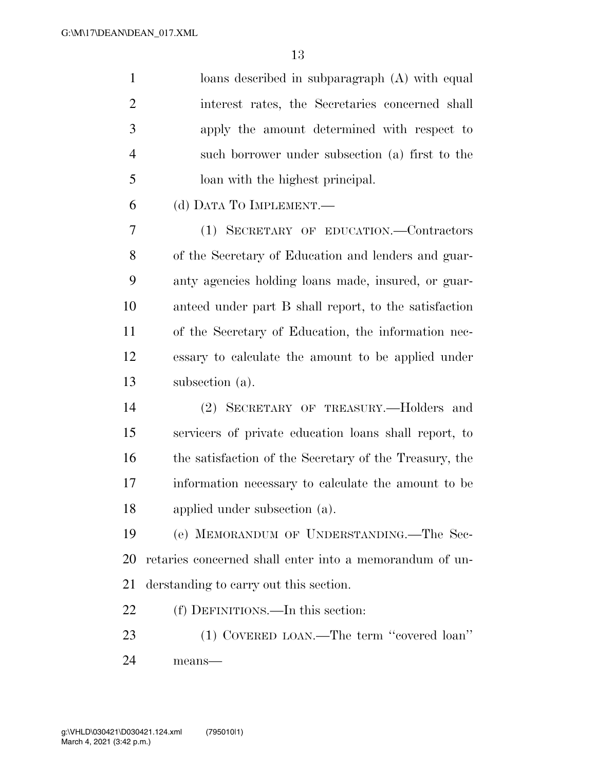loans described in subparagraph (A) with equal interest rates, the Secretaries concerned shall apply the amount determined with respect to such borrower under subsection (a) first to the loan with the highest principal.

(d) DATA TO IMPLEMENT.—

(1) SECRETARY OF EDUCATION.—Contractors of the Secretary of Education and lenders and guaranty agencies holding loans made, insured, or guaranteed under part B shall report, to the satisfaction of the Secretary of Education, the information necessary to calculate the amount to be applied under subsection (a).

(2) SECRETARY OF TREASURY.—Holders and servicers of private education loans shall report, to the satisfaction of the Secretary of the Treasury, the information necessary to calculate the amount to be applied under subsection (a).

(e) MEMORANDUM OF UNDERSTANDING.—The Secretaries concerned shall enter into a memorandum of understanding to carry out this section.

(f) DEFINITIONS.—In this section:

(1) COVERED LOAN.—The term ''covered loan'' means—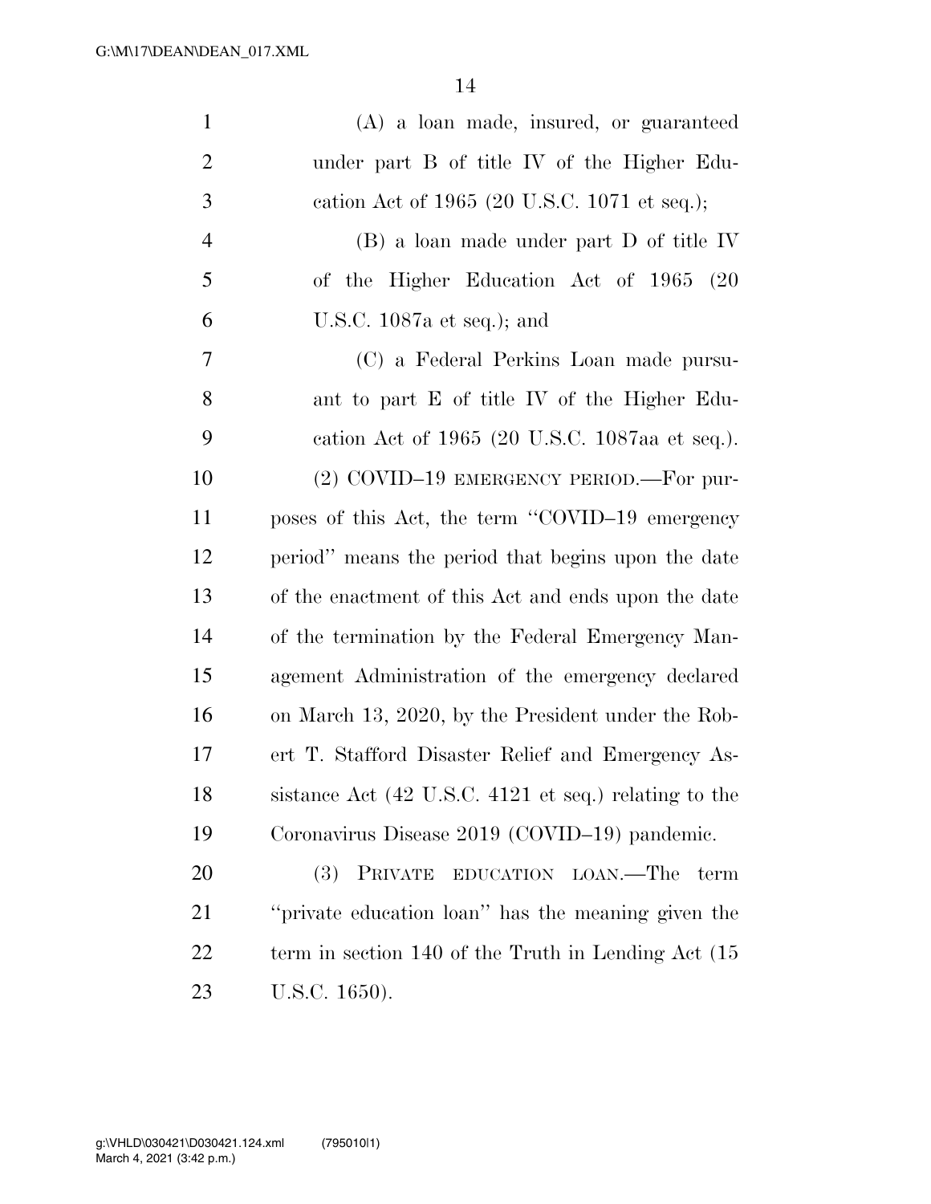(A) a loan made, insured, or guaranteed under part B of title IV of the Higher Education Act of 1965 (20 U.S.C. 1071 et seq.);

(B) a loan made under part D of title IV of the Higher Education Act of 1965 (20 U.S.C. 1087a et seq.); and

(C) a Federal Perkins Loan made pursuant to part E of title IV of the Higher Education Act of 1965 (20 U.S.C. 1087aa et seq.).

(2) COVID–19 EMERGENCY PERIOD.—For purposes of this Act, the term ''COVID–19 emergency period'' means the period that begins upon the date of the enactment of this Act and ends upon the date of the termination by the Federal Emergency Management Administration of the emergency declared on March 13, 2020, by the President under the Robert T. Stafford Disaster Relief and Emergency Assistance Act (42 U.S.C. 4121 et seq.) relating to the Coronavirus Disease 2019 (COVID–19) pandemic.

(3) PRIVATE EDUCATION LOAN.—The term ''private education loan'' has the meaning given the term in section 140 of the Truth in Lending Act (15 U.S.C. 1650).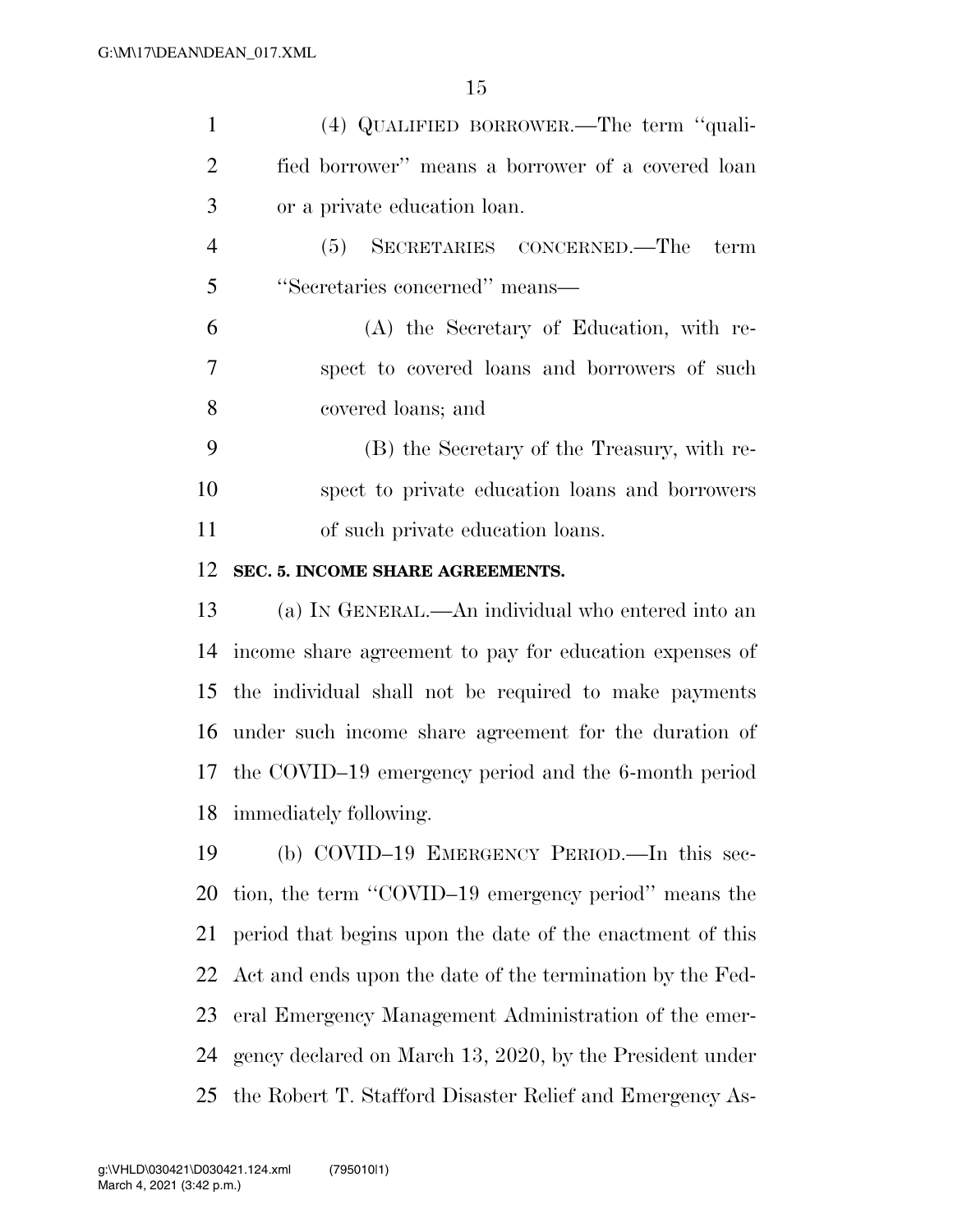(4) QUALIFIED BORROWER.—The term ''qualified borrower'' means a borrower of a covered loan or a private education loan.

(5) SECRETARIES CONCERNED.—The term ''Secretaries concerned'' means—

(A) the Secretary of Education, with respect to covered loans and borrowers of such covered loans; and

(B) the Secretary of the Treasury, with respect to private education loans and borrowers of such private education loans.

**SEC. 5. INCOME SHARE AGREEMENTS.**

(a) IN GENERAL.—An individual who entered into an income share agreement to pay for education expenses of the individual shall not be required to make payments under such income share agreement for the duration of the COVID–19 emergency period and the 6-month period immediately following.

(b) COVID–19 EMERGENCY PERIOD.—In this section, the term ''COVID–19 emergency period'' means the period that begins upon the date of the enactment of this Act and ends upon the date of the termination by the Federal Emergency Management Administration of the emergency declared on March 13, 2020, by the President under the Robert T. Stafford Disaster Relief and Emergency As-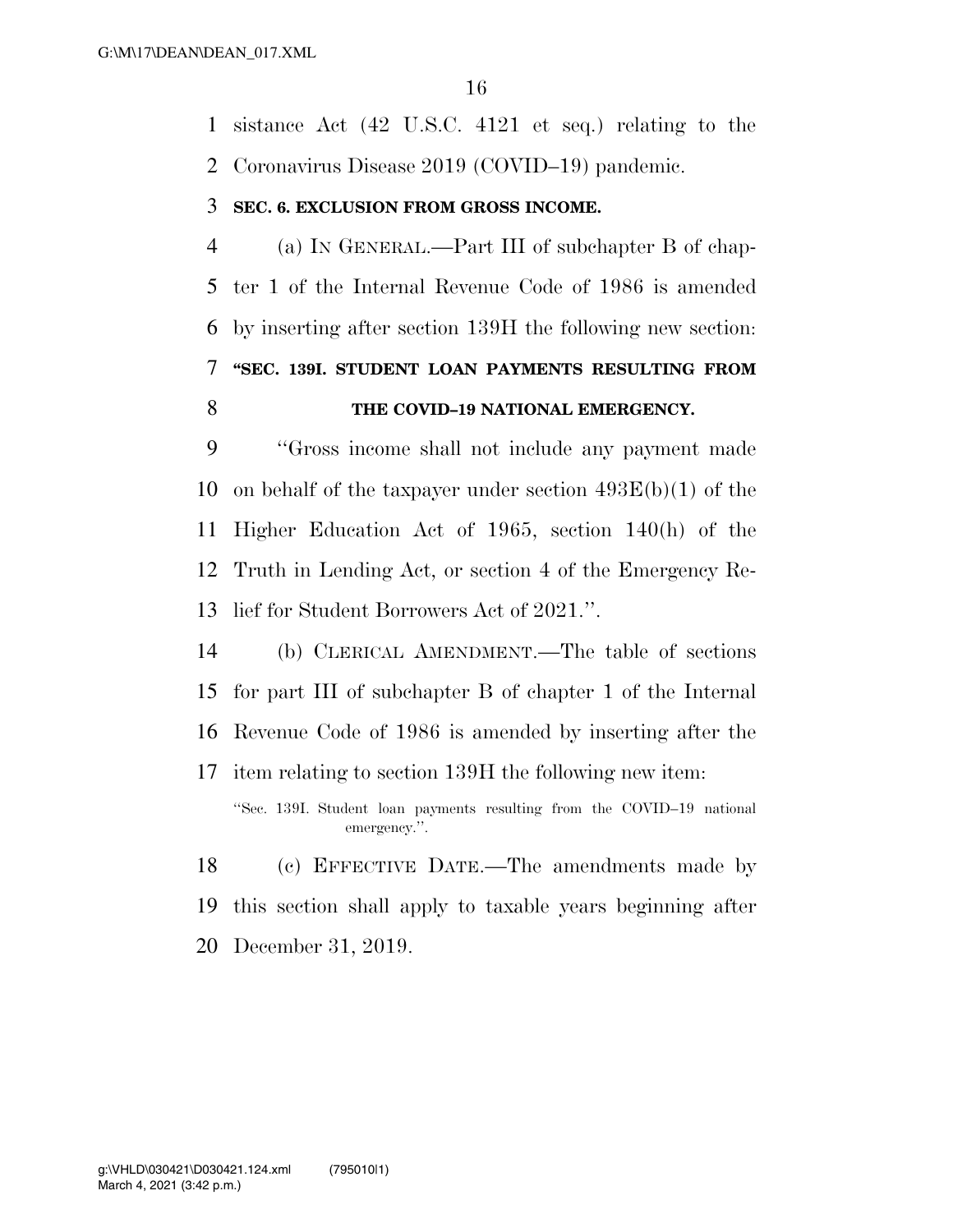sistance Act (42 U.S.C. 4121 et seq.) relating to the Coronavirus Disease 2019 (COVID–19) pandemic.

**SEC. 6. EXCLUSION FROM GROSS INCOME.**

(a) IN GENERAL.—Part III of subchapter B of chapter 1 of the Internal Revenue Code of 1986 is amended by inserting after section 139H the following new section:

**"SEC. 139I. STUDENT LOAN PAYMENTS RESULTING FROM THE COVID–19 NATIONAL EMERGENCY.**

"Gross income shall not include any payment made on behalf of the taxpayer under section 493E(b)(1) of the Higher Education Act of 1965, section 140(h) of the Truth in Lending Act, or section 4 of the Emergency Relief for Student Borrowers Act of 2021.".

(b) CLERICAL AMENDMENT.—The table of sections for part III of subchapter B of chapter 1 of the Internal Revenue Code of 1986 is amended by inserting after the item relating to section 139H the following new item:

"Sec. 139I. Student loan payments resulting from the COVID–19 national emergency.".

(c) EFFECTIVE DATE.—The amendments made by this section shall apply to taxable years beginning after December 31, 2019.